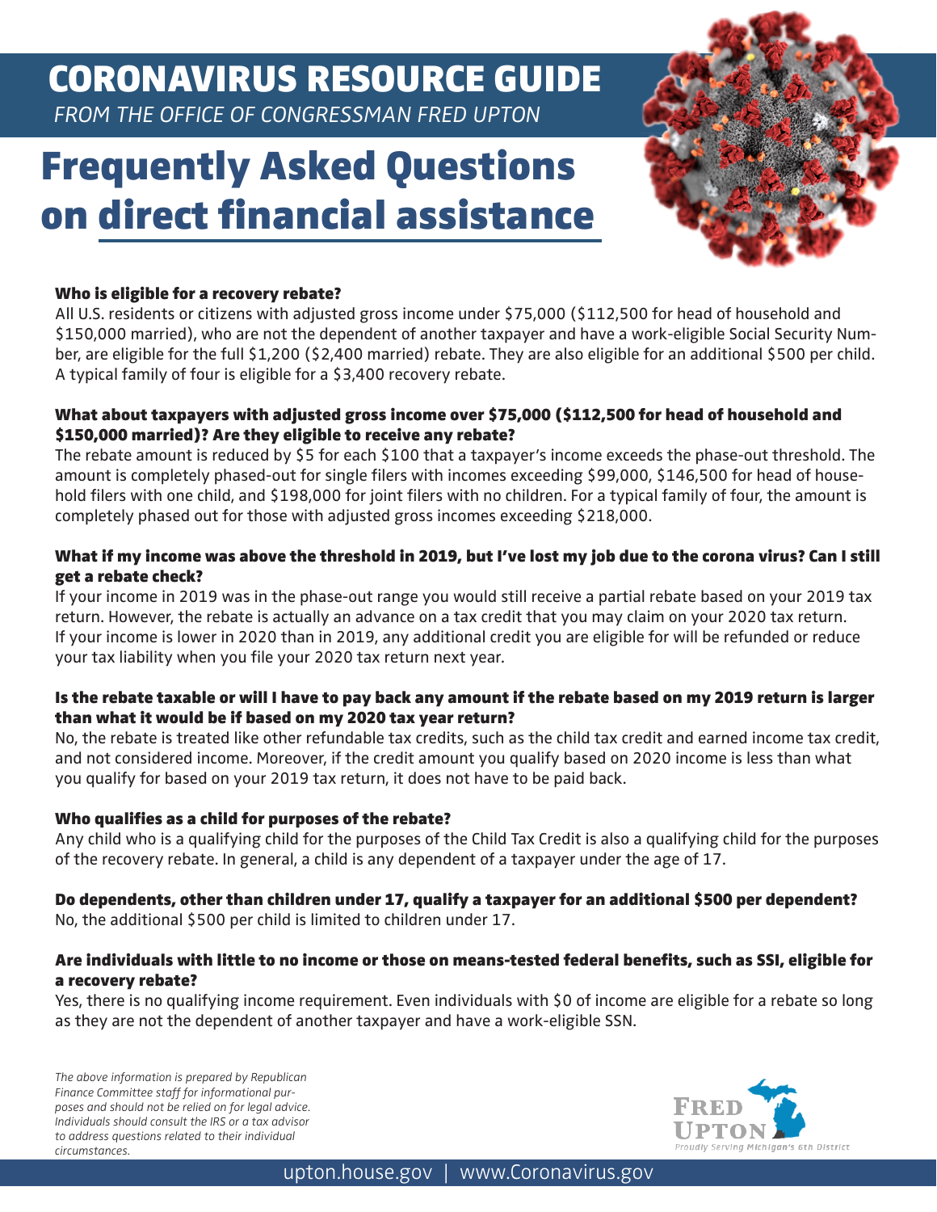# CORONAVIRUS RESOURCE GUIDE

*FROM THE OFFICE OF CONGRESSMAN FRED UPTON*

# Frequently Asked Questions on direct financial assistance

### Who is eligible for a recovery rebate?

All U.S. residents or citizens with adjusted gross income under $75,000 ($112,500 for head of household and $150,000 married), who are not the dependent of another taxpayer and have a work-eligible Social Security Number, are eligible for the full $1,200 ($2,400 married) rebate. They are also eligible for an additional $500 per child. A typical family of four is eligible for a $3,400 recovery rebate.

### What about taxpayers with adjusted gross income over $75,000 ($112,500 for head of household and $150,000 married)? Are they eligible to receive any rebate?

The rebate amount is reduced by $5 for each $100 that a taxpayer's income exceeds the phase-out threshold. The amount is completely phased-out for single filers with incomes exceeding $99,000, $146,500 for head of household filers with one child, and $198,000 for joint filers with no children. For a typical family of four, the amount is completely phased out for those with adjusted gross incomes exceeding $218,000.

### What if my income was above the threshold in 2019, but I've lost my job due to the corona virus? Can I still get a rebate check?

If your income in 2019 was in the phase-out range you would still receive a partial rebate based on your 2019 tax return. However, the rebate is actually an advance on a tax credit that you may claim on your 2020 tax return. If your income is lower in 2020 than in 2019, any additional credit you are eligible for will be refunded or reduce your tax liability when you file your 2020 tax return next year.

### Is the rebate taxable or will I have to pay back any amount if the rebate based on my 2019 return is larger than what it would be if based on my 2020 tax year return?

No, the rebate is treated like other refundable tax credits, such as the child tax credit and earned income tax credit, and not considered income. Moreover, if the credit amount you qualify based on 2020 income is less than what you qualify for based on your 2019 tax return, it does not have to be paid back.

### Who qualifies as a child for purposes of the rebate?

Any child who is a qualifying child for the purposes of the Child Tax Credit is also a qualifying child for the purposes of the recovery rebate. In general, a child is any dependent of a taxpayer under the age of 17.

### Do dependents, other than children under 17, qualify a taxpayer for an additional $500 per dependent?

No, the additional $500 per child is limited to children under 17.

### Are individuals with little to no income or those on means-tested federal benefits, such as SSI, eligible for a recovery rebate?

Yes, there is no qualifying income requirement. Even individuals with $0 of income are eligible for a rebate so long as they are not the dependent of another taxpayer and have a work-eligible SSN.

*The above information is prepared by Republican Finance Committee staff for informational purposes and should not be relied on for legal advice. Individuals should consult the IRS or a tax advisor to address questions related to their individual circumstances.*

FRED UPTON
Proudly Serving Michigan's 6th District

upton.house.gov | www.Coronavirus.gov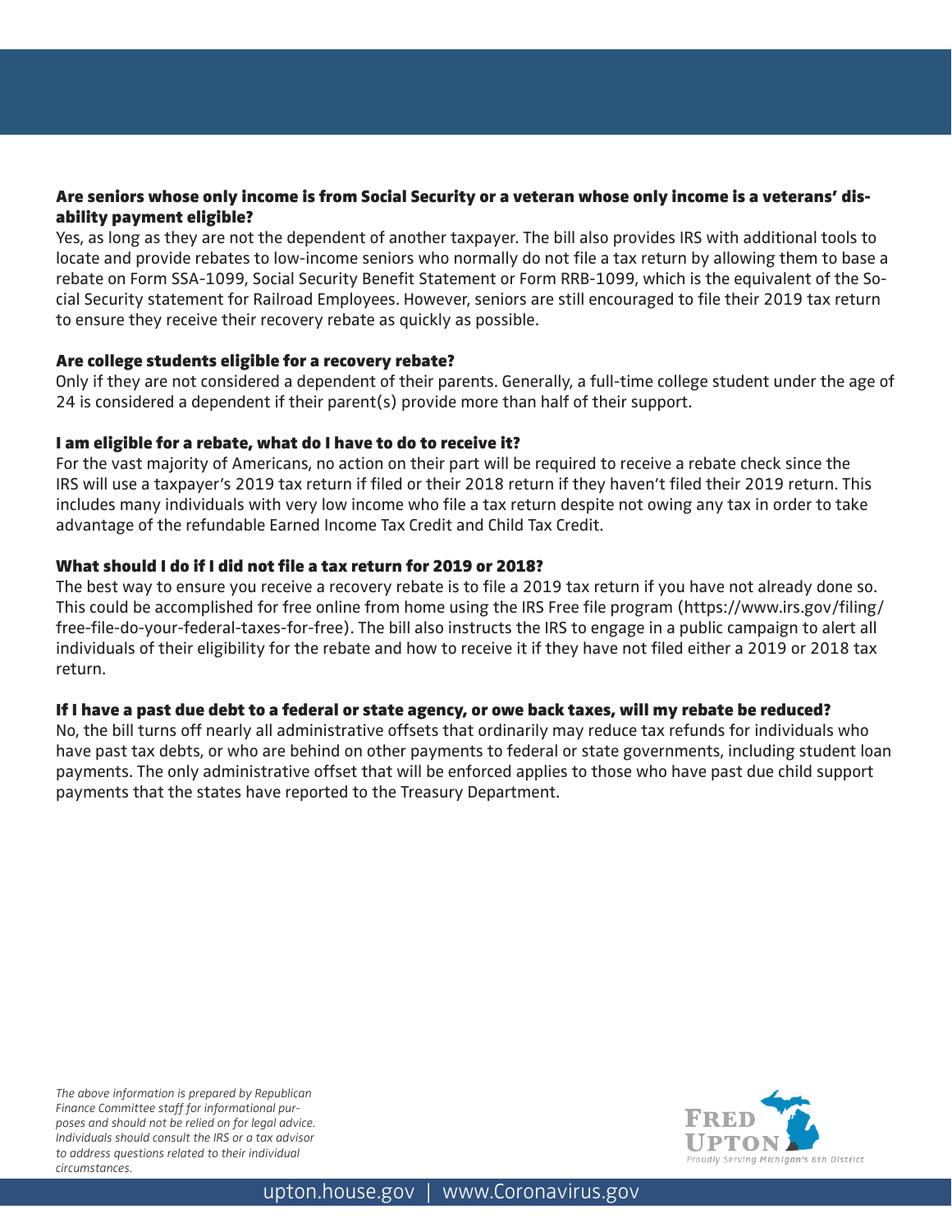**Are seniors whose only income is from Social Security or a veteran whose only income is a veterans' disability payment eligible?**

Yes, as long as they are not the dependent of another taxpayer. The bill also provides IRS with additional tools to locate and provide rebates to low-income seniors who normally do not file a tax return by allowing them to base a rebate on Form SSA-1099, Social Security Benefit Statement or Form RRB-1099, which is the equivalent of the Social Security statement for Railroad Employees. However, seniors are still encouraged to file their 2019 tax return to ensure they receive their recovery rebate as quickly as possible.

**Are college students eligible for a recovery rebate?**

Only if they are not considered a dependent of their parents. Generally, a full-time college student under the age of 24 is considered a dependent if their parent(s) provide more than half of their support.

**I am eligible for a rebate, what do I have to do to receive it?**

For the vast majority of Americans, no action on their part will be required to receive a rebate check since the IRS will use a taxpayer's 2019 tax return if filed or their 2018 return if they haven't filed their 2019 return. This includes many individuals with very low income who file a tax return despite not owing any tax in order to take advantage of the refundable Earned Income Tax Credit and Child Tax Credit.

**What should I do if I did not file a tax return for 2019 or 2018?**

The best way to ensure you receive a recovery rebate is to file a 2019 tax return if you have not already done so. This could be accomplished for free online from home using the IRS Free file program (https://www.irs.gov/filing/free-file-do-your-federal-taxes-for-free). The bill also instructs the IRS to engage in a public campaign to alert all individuals of their eligibility for the rebate and how to receive it if they have not filed either a 2019 or 2018 tax return.

**If I have a past due debt to a federal or state agency, or owe back taxes, will my rebate be reduced?**

No, the bill turns off nearly all administrative offsets that ordinarily may reduce tax refunds for individuals who have past tax debts, or who are behind on other payments to federal or state governments, including student loan payments. The only administrative offset that will be enforced applies to those who have past due child support payments that the states have reported to the Treasury Department.

*The above information is prepared by Republican Finance Committee staff for informational purposes and should not be relied on for legal advice. Individuals should consult the IRS or a tax advisor to address questions related to their individual circumstances.*

FRED UPTON
Proudly Serving Michigan's 6th District

upton.house.gov | www.Coronavirus.gov